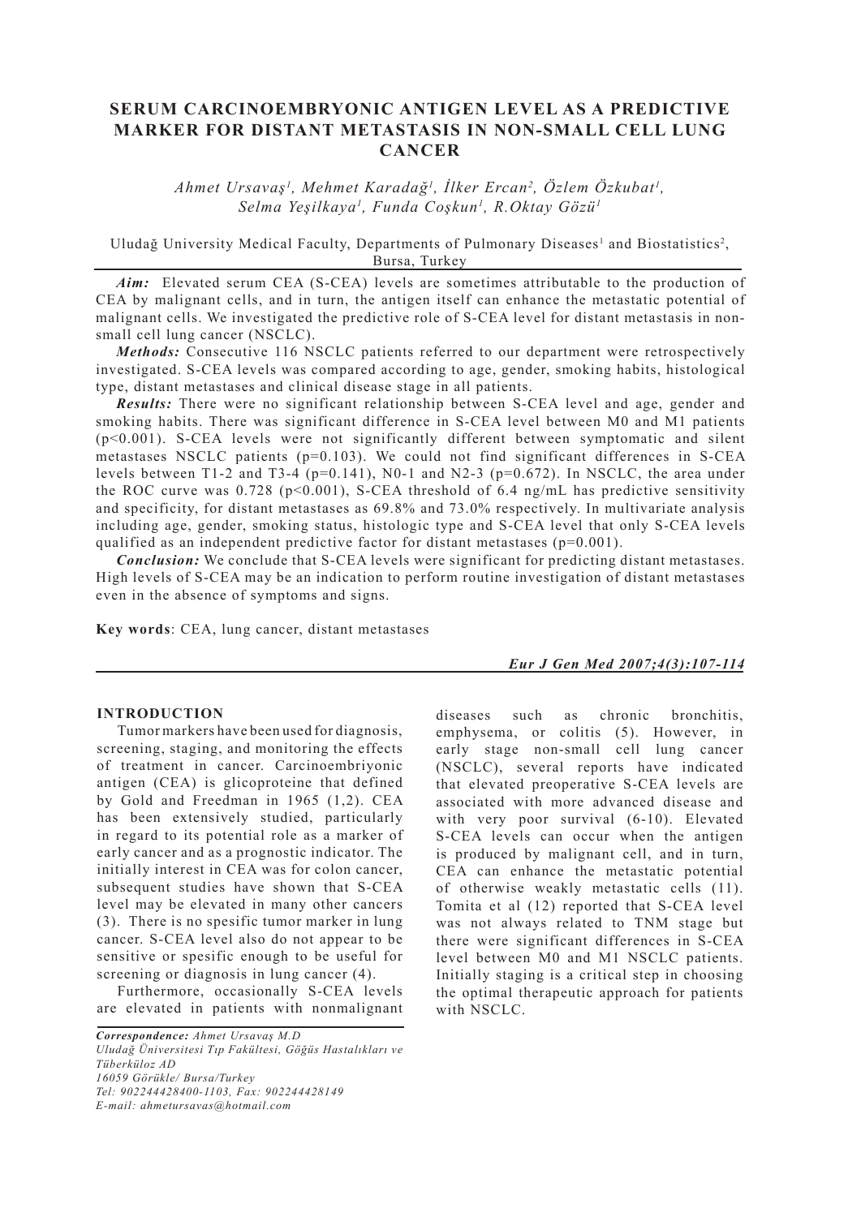# SERUM CARCINOEMBRYONIC ANTIGEN LEVEL AS A PREDICTIVE MARKER FOR DISTANT METASTASIS IN NON-SMALL CELL LUNG CANCER

*Ahmet Ursavaş[1], Mehmet Karadağ[1], İlker Ercan[2], Özlem Özkubat[1], Selma Yeşilkaya[1], Funda Coşkun[1], R.Oktay Gözü[1]*

Uludağ University Medical Faculty, Departments of Pulmonary Diseases[1] and Biostatistics[2], Bursa, Turkey

***Aim:*** Elevated serum CEA (S-CEA) levels are sometimes attributable to the production of CEA by malignant cells, and in turn, the antigen itself can enhance the metastatic potential of malignant cells. We investigated the predictive role of S-CEA level for distant metastasis in non-small cell lung cancer (NSCLC).

***Methods:*** Consecutive 116 NSCLC patients referred to our department were retrospectively investigated. S-CEA levels was compared according to age, gender, smoking habits, histological type, distant metastases and clinical disease stage in all patients.

***Results:*** There were no significant relationship between S-CEA level and age, gender and smoking habits. There was significant difference in S-CEA level between M0 and M1 patients ($p<0.001$). S-CEA levels were not significantly different between symptomatic and silent metastases NSCLC patients ($p=0.103$). We could not find significant differences in S-CEA levels between T1-2 and T3-4 ($p=0.141$), N0-1 and N2-3 ($p=0.672$). In NSCLC, the area under the ROC curve was 0.728 ($p<0.001$), S-CEA threshold of 6.4 ng/mL has predictive sensitivity and specificity, for distant metastases as 69.8% and 73.0% respectively. In multivariate analysis including age, gender, smoking status, histologic type and S-CEA level that only S-CEA levels qualified as an independent predictive factor for distant metastases ($p=0.001$).

***Conclusion:*** We conclude that S-CEA levels were significant for predicting distant metastases. High levels of S-CEA may be an indication to perform routine investigation of distant metastases even in the absence of symptoms and signs.

**Key words**: CEA, lung cancer, distant metastases

## INTRODUCTION

Tumor markers have been used for diagnosis, screening, staging, and monitoring the effects of treatment in cancer. Carcinoembriyonic antigen (CEA) is glicoproteine that defined by Gold and Freedman in 1965 (1,2). CEA has been extensively studied, particularly in regard to its potential role as a marker of early cancer and as a prognostic indicator. The initially interest in CEA was for colon cancer, subsequent studies have shown that S-CEA level may be elevated in many other cancers (3). There is no spesific tumor marker in lung cancer. S-CEA level also do not appear to be sensitive or spesific enough to be useful for screening or diagnosis in lung cancer (4).

Furthermore, occasionally S-CEA levels are elevated in patients with nonmalignant diseases such as chronic bronchitis, emphysema, or colitis (5). However, in early stage non-small cell lung cancer (NSCLC), several reports have indicated that elevated preoperative S-CEA levels are associated with more advanced disease and with very poor survival (6-10). Elevated S-CEA levels can occur when the antigen is produced by malignant cell, and in turn, CEA can enhance the metastatic potential of otherwise weakly metastatic cells (11). Tomita et al (12) reported that S-CEA level was not always related to TNM stage but there were significant differences in S-CEA level between M0 and M1 NSCLC patients. Initially staging is a critical step in choosing the optimal therapeutic approach for patients with NSCLC.

*Correspondence: Ahmet Ursavaş M.D*
*Uludağ Üniversitesi Tıp Fakültesi, Göğüs Hastalıkları ve Tüberküloz AD*
*16059 Görükle/ Bursa/Turkey*
*Tel: 902244428400-1103, Fax: 902244428149*
*E-mail: ahmetursavas@hotmail.com*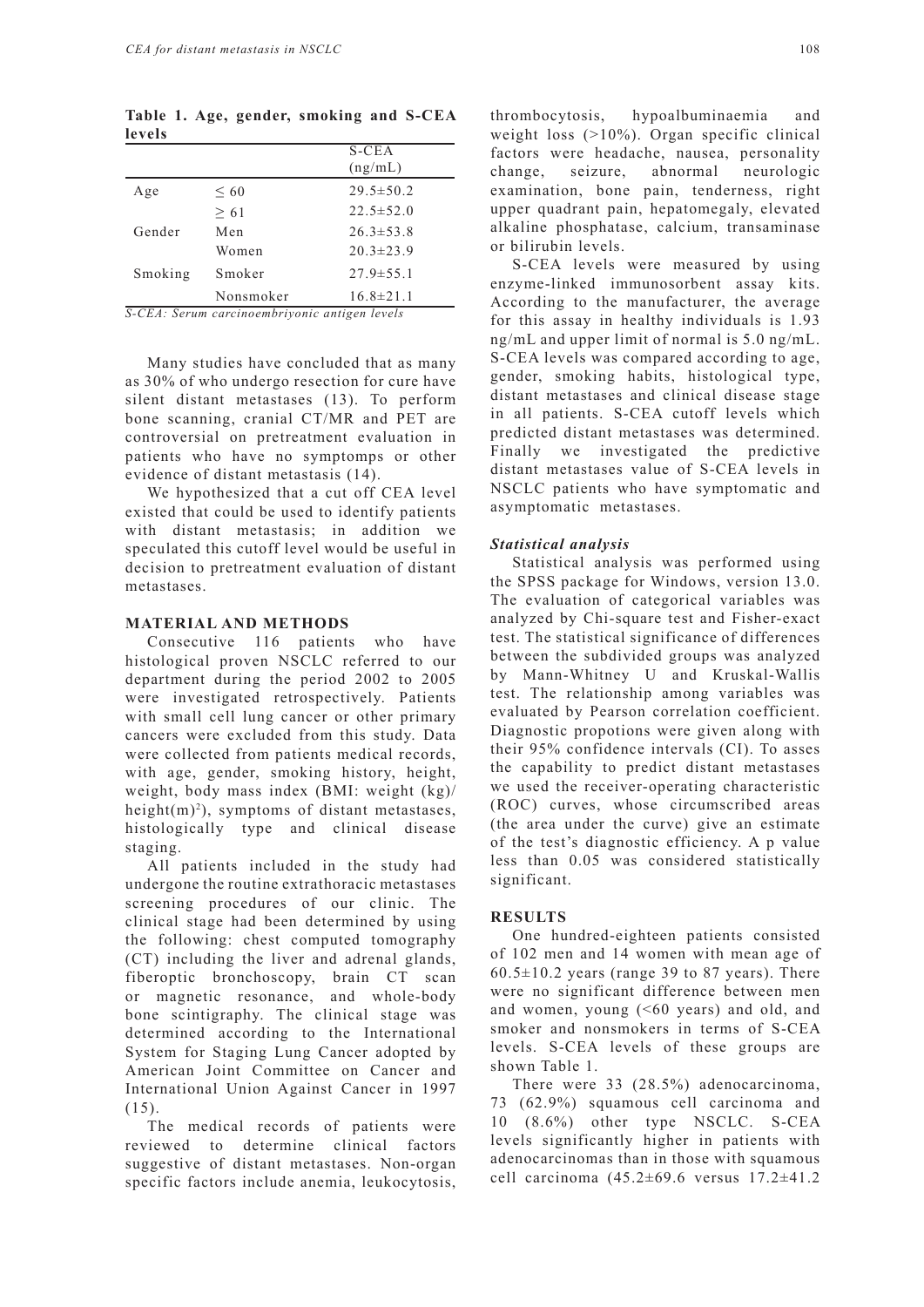**Table 1. Age, gender, smoking and S-CEA levels**

| | | S-CEA (ng/mL) |
|---|---|---|
| Age | ≤ 60 | 29.5±50.2 |
| | ≥ 61 | 22.5±52.0 |
| Gender | Men | 26.3±53.8 |
| | Women | 20.3±23.9 |
| Smoking | Smoker | 27.9±55.1 |
| | Nonsmoker | 16.8±21.1 |

*S-CEA: Serum carcinoembriyonic antigen levels*

Many studies have concluded that as many as 30% of who undergo resection for cure have silent distant metastases (13). To perform bone scanning, cranial CT/MR and PET are controversial on pretreatment evaluation in patients who have no symptomps or other evidence of distant metastasis (14).

We hypothesized that a cut off CEA level existed that could be used to identify patients with distant metastasis; in addition we speculated this cutoff level would be useful in decision to pretreatment evaluation of distant metastases.

## MATERIAL AND METHODS

Consecutive 116 patients who have histological proven NSCLC referred to our department during the period 2002 to 2005 were investigated retrospectively. Patients with small cell lung cancer or other primary cancers were excluded from this study. Data were collected from patients medical records, with age, gender, smoking history, height, weight, body mass index (BMI: weight (kg)/ height(m)$^2$), symptoms of distant metastases, histologically type and clinical disease staging.

All patients included in the study had undergone the routine extrathoracic metastases screening procedures of our clinic. The clinical stage had been determined by using the following: chest computed tomography (CT) including the liver and adrenal glands, fiberoptic bronchoscopy, brain CT scan or magnetic resonance, and whole-body bone scintigraphy. The clinical stage was determined according to the International System for Staging Lung Cancer adopted by American Joint Committee on Cancer and International Union Against Cancer in 1997 (15).

The medical records of patients were reviewed to determine clinical factors suggestive of distant metastases. Non-organ specific factors include anemia, leukocytosis, thrombocytosis, hypoalbuminaemia and weight loss (>10%). Organ specific clinical factors were headache, nausea, personality change, seizure, abnormal neurologic examination, bone pain, tenderness, right upper quadrant pain, hepatomegaly, elevated alkaline phosphatase, calcium, transaminase or bilirubin levels.

S-CEA levels were measured by using enzyme-linked immunosorbent assay kits. According to the manufacturer, the average for this assay in healthy individuals is 1.93 ng/mL and upper limit of normal is 5.0 ng/mL. S-CEA levels was compared according to age, gender, smoking habits, histological type, distant metastases and clinical disease stage in all patients. S-CEA cutoff levels which predicted distant metastases was determined. Finally we investigated the predictive distant metastases value of S-CEA levels in NSCLC patients who have symptomatic and asymptomatic metastases.

### *Statistical analysis*

Statistical analysis was performed using the SPSS package for Windows, version 13.0. The evaluation of categorical variables was analyzed by Chi-square test and Fisher-exact test. The statistical significance of differences between the subdivided groups was analyzed by Mann-Whitney U and Kruskal-Wallis test. The relationship among variables was evaluated by Pearson correlation coefficient. Diagnostic propotions were given along with their 95% confidence intervals (CI). To asses the capability to predict distant metastases we used the receiver-operating characteristic (ROC) curves, whose circumscribed areas (the area under the curve) give an estimate of the test's diagnostic efficiency. A p value less than 0.05 was considered statistically significant.

## RESULTS

One hundred-eighteen patients consisted of 102 men and 14 women with mean age of 60.5±10.2 years (range 39 to 87 years). There were no significant difference between men and women, young (<60 years) and old, and smoker and nonsmokers in terms of S-CEA levels. S-CEA levels of these groups are shown Table 1.

There were 33 (28.5%) adenocarcinoma, 73 (62.9%) squamous cell carcinoma and 10 (8.6%) other type NSCLC. S-CEA levels significantly higher in patients with adenocarcinomas than in those with squamous cell carcinoma (45.2±69.6 versus 17.2±41.2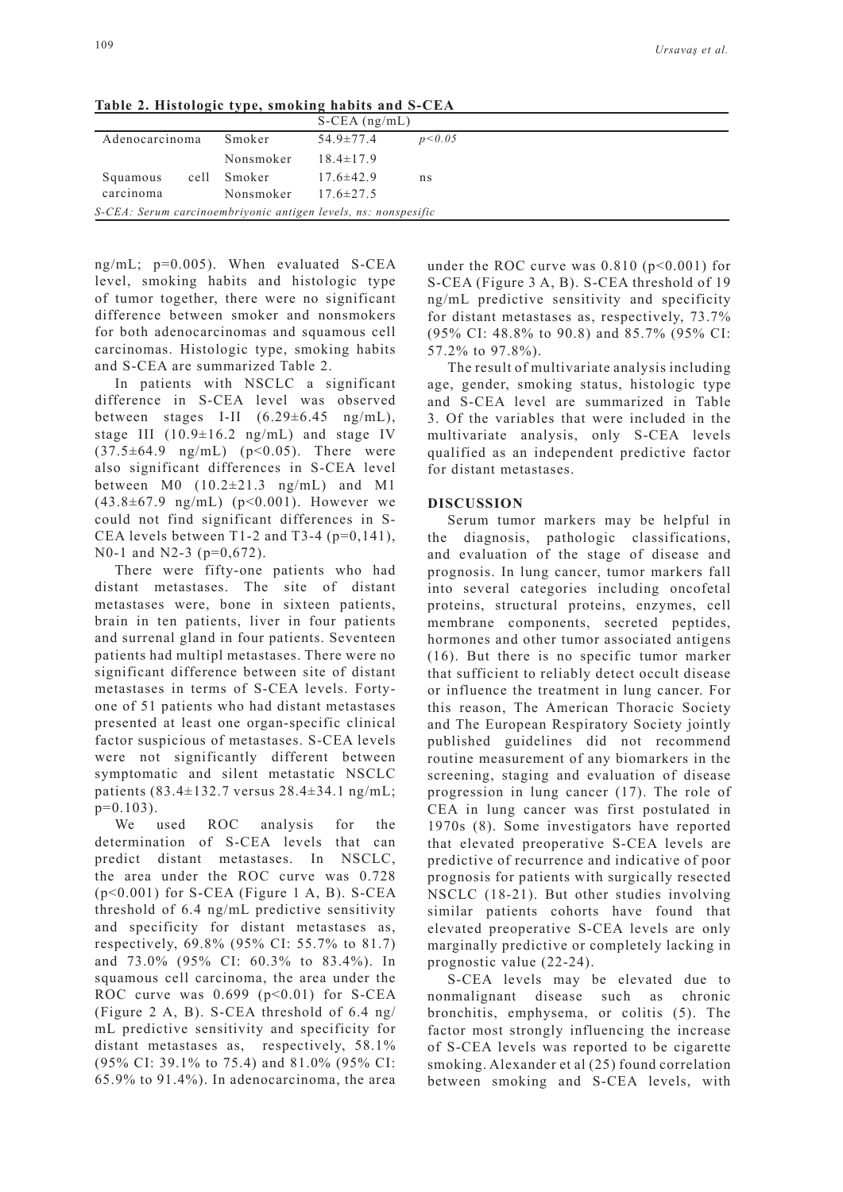**Table 2. Histologic type, smoking habits and S-CEA**

| | | S-CEA (ng/mL) | |
|---|---|---|---|
| Adenocarcinoma | Smoker | 54.9±77.4 | $p<0.05$ |
| | Nonsmoker | 18.4±17.9 | |
| Squamous cell carcinoma | Smoker | 17.6±42.9 | ns |
| | Nonsmoker | 17.6±27.5 | |

*S-CEA: Serum carcinoembriyonic antigen levels, ns: nonspesific*

ng/mL; p=0.005). When evaluated S-CEA level, smoking habits and histologic type of tumor together, there were no significant difference between smoker and nonsmokers for both adenocarcinomas and squamous cell carcinomas. Histologic type, smoking habits and S-CEA are summarized Table 2.

In patients with NSCLC a significant difference in S-CEA level was observed between stages I-II (6.29±6.45 ng/mL), stage III (10.9±16.2 ng/mL) and stage IV (37.5±64.9 ng/mL) (p<0.05). There were also significant differences in S-CEA level between M0 (10.2±21.3 ng/mL) and M1 (43.8±67.9 ng/mL) (p<0.001). However we could not find significant differences in S-CEA levels between T1-2 and T3-4 (p=0,141), N0-1 and N2-3 (p=0,672).

There were fifty-one patients who had distant metastases. The site of distant metastases were, bone in sixteen patients, brain in ten patients, liver in four patients and surrenal gland in four patients. Seventeen patients had multipl metastases. There were no significant difference between site of distant metastases in terms of S-CEA levels. Forty-one of 51 patients who had distant metastases presented at least one organ-specific clinical factor suspicious of metastases. S-CEA levels were not significantly different between symptomatic and silent metastatic NSCLC patients (83.4±132.7 versus 28.4±34.1 ng/mL; p=0.103).

We used ROC analysis for the determination of S-CEA levels that can predict distant metastases. In NSCLC, the area under the ROC curve was 0.728 (p<0.001) for S-CEA (Figure 1 A, B). S-CEA threshold of 6.4 ng/mL predictive sensitivity and specificity for distant metastases as, respectively, 69.8% (95% CI: 55.7% to 81.7) and 73.0% (95% CI: 60.3% to 83.4%). In squamous cell carcinoma, the area under the ROC curve was 0.699 (p<0.01) for S-CEA (Figure 2 A, B). S-CEA threshold of 6.4 ng/mL predictive sensitivity and specificity for distant metastases as, respectively, 58.1% (95% CI: 39.1% to 75.4) and 81.0% (95% CI: 65.9% to 91.4%). In adenocarcinoma, the area under the ROC curve was 0.810 (p<0.001) for S-CEA (Figure 3 A, B). S-CEA threshold of 19 ng/mL predictive sensitivity and specificity for distant metastases as, respectively, 73.7% (95% CI: 48.8% to 90.8) and 85.7% (95% CI: 57.2% to 97.8%).

The result of multivariate analysis including age, gender, smoking status, histologic type and S-CEA level are summarized in Table 3. Of the variables that were included in the multivariate analysis, only S-CEA levels qualified as an independent predictive factor for distant metastases.

## DISCUSSION

Serum tumor markers may be helpful in the diagnosis, pathologic classifications, and evaluation of the stage of disease and prognosis. In lung cancer, tumor markers fall into several categories including oncofetal proteins, structural proteins, enzymes, cell membrane components, secreted peptides, hormones and other tumor associated antigens (16). But there is no specific tumor marker that sufficient to reliably detect occult disease or influence the treatment in lung cancer. For this reason, The American Thoracic Society and The European Respiratory Society jointly published guidelines did not recommend routine measurement of any biomarkers in the screening, staging and evaluation of disease progression in lung cancer (17). The role of CEA in lung cancer was first postulated in 1970s (8). Some investigators have reported that elevated preoperative S-CEA levels are predictive of recurrence and indicative of poor prognosis for patients with surgically resected NSCLC (18-21). But other studies involving similar patients cohorts have found that elevated preoperative S-CEA levels are only marginally predictive or completely lacking in prognostic value (22-24).

S-CEA levels may be elevated due to nonmalignant disease such as chronic bronchitis, emphysema, or colitis (5). The factor most strongly influencing the increase of S-CEA levels was reported to be cigarette smoking. Alexander et al (25) found correlation between smoking and S-CEA levels, with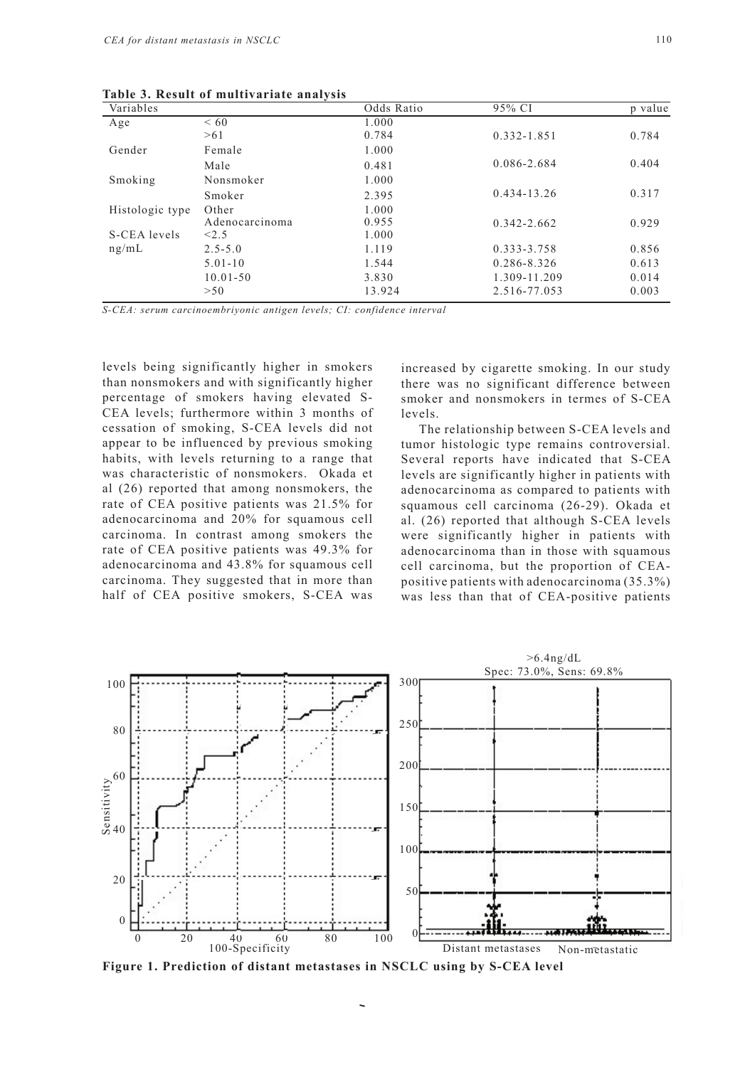**Table 3. Result of multivariate analysis**

| Variables | | Odds Ratio | 95% CI | p value |
|---|---|---|---|---|
| Age | < 60 | 1.000 | | |
| | >61 | 0.784 | 0.332-1.851 | 0.784 |
| Gender | Female | 1.000 | | |
| | Male | 0.481 | 0.086-2.684 | 0.404 |
| Smoking | Nonsmoker | 1.000 | | |
| | Smoker | 2.395 | 0.434-13.26 | 0.317 |
| Histologic type | Other | 1.000 | | |
| | Adenocarcinoma | 0.955 | 0.342-2.662 | 0.929 |
| S-CEA levels ng/mL | <2.5 | 1.000 | | |
| | 2.5-5.0 | 1.119 | 0.333-3.758 | 0.856 |
| | 5.01-10 | 1.544 | 0.286-8.326 | 0.613 |
| | 10.01-50 | 3.830 | 1.309-11.209 | 0.014 |
| | >50 | 13.924 | 2.516-77.053 | 0.003 |

*S-CEA: serum carcinoembriyonic antigen levels; CI: confidence interval*

levels being significantly higher in smokers than nonsmokers and with significantly higher percentage of smokers having elevated S-CEA levels; furthermore within 3 months of cessation of smoking, S-CEA levels did not appear to be influenced by previous smoking habits, with levels returning to a range that was characteristic of nonsmokers. Okada et al (26) reported that among nonsmokers, the rate of CEA positive patients was 21.5% for adenocarcinoma and 20% for squamous cell carcinoma. In contrast among smokers the rate of CEA positive patients was 49.3% for adenocarcinoma and 43.8% for squamous cell carcinoma. They suggested that in more than half of CEA positive smokers, S-CEA was increased by cigarette smoking. In our study there was no significant difference between smoker and nonsmokers in termes of S-CEA levels.

The relationship between S-CEA levels and tumor histologic type remains controversial. Several reports have indicated that S-CEA levels are significantly higher in patients with adenocarcinoma as compared to patients with squamous cell carcinoma (26-29). Okada et al. (26) reported that although S-CEA levels were significantly higher in patients with adenocarcinoma than in those with squamous cell carcinoma, but the proportion of CEA-positive patients with adenocarcinoma (35.3%) was less than that of CEA-positive patients

**Figure 1. Prediction of distant metastases in NSCLC using by S-CEA level**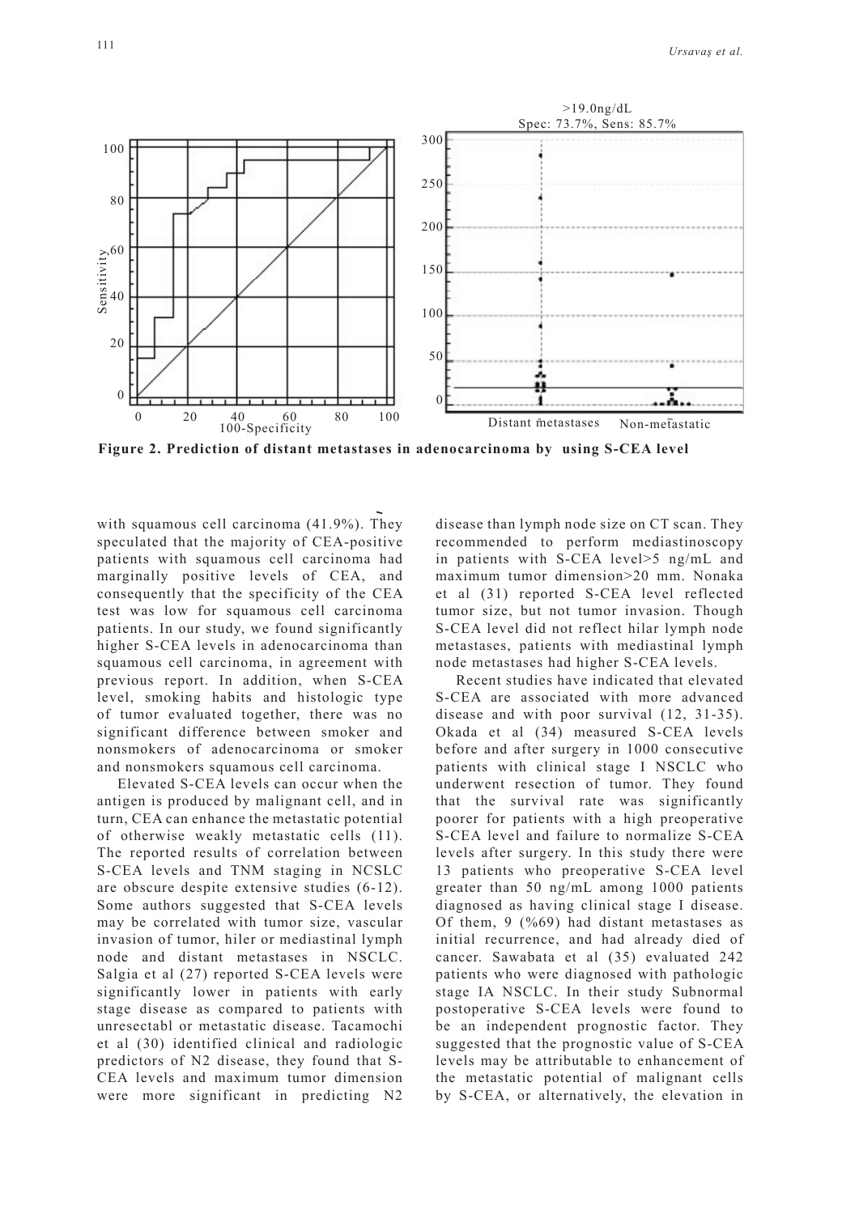**Figure 2. Prediction of distant metastases in adenocarcinoma by using S-CEA level**

with squamous cell carcinoma (41.9%). They speculated that the majority of CEA-positive patients with squamous cell carcinoma had marginally positive levels of CEA, and consequently that the specificity of the CEA test was low for squamous cell carcinoma patients. In our study, we found significantly higher S-CEA levels in adenocarcinoma than squamous cell carcinoma, in agreement with previous report. In addition, when S-CEA level, smoking habits and histologic type of tumor evaluated together, there was no significant difference between smoker and nonsmokers of adenocarcinoma or smoker and nonsmokers squamous cell carcinoma.

Elevated S-CEA levels can occur when the antigen is produced by malignant cell, and in turn, CEA can enhance the metastatic potential of otherwise weakly metastatic cells (11). The reported results of correlation between S-CEA levels and TNM staging in NCSLC are obscure despite extensive studies (6-12). Some authors suggested that S-CEA levels may be correlated with tumor size, vascular invasion of tumor, hiler or mediastinal lymph node and distant metastases in NSCLC. Salgia et al (27) reported S-CEA levels were significantly lower in patients with early stage disease as compared to patients with unresectabl or metastatic disease. Tacamochi et al (30) identified clinical and radiologic predictors of N2 disease, they found that S-CEA levels and maximum tumor dimension were more significant in predicting N2 disease than lymph node size on CT scan. They recommended to perform mediastinoscopy in patients with S-CEA level>5 ng/mL and maximum tumor dimension>20 mm. Nonaka et al (31) reported S-CEA level reflected tumor size, but not tumor invasion. Though S-CEA level did not reflect hilar lymph node metastases, patients with mediastinal lymph node metastases had higher S-CEA levels.

Recent studies have indicated that elevated S-CEA are associated with more advanced disease and with poor survival (12, 31-35). Okada et al (34) measured S-CEA levels before and after surgery in 1000 consecutive patients with clinical stage I NSCLC who underwent resection of tumor. They found that the survival rate was significantly poorer for patients with a high preoperative S-CEA level and failure to normalize S-CEA levels after surgery. In this study there were 13 patients who preoperative S-CEA level greater than 50 ng/mL among 1000 patients diagnosed as having clinical stage I disease. Of them, 9 (%69) had distant metastases as initial recurrence, and had already died of cancer. Sawabata et al (35) evaluated 242 patients who were diagnosed with pathologic stage IA NSCLC. In their study Subnormal postoperative S-CEA levels were found to be an independent prognostic factor. They suggested that the prognostic value of S-CEA levels may be attributable to enhancement of the metastatic potential of malignant cells by S-CEA, or alternatively, the elevation in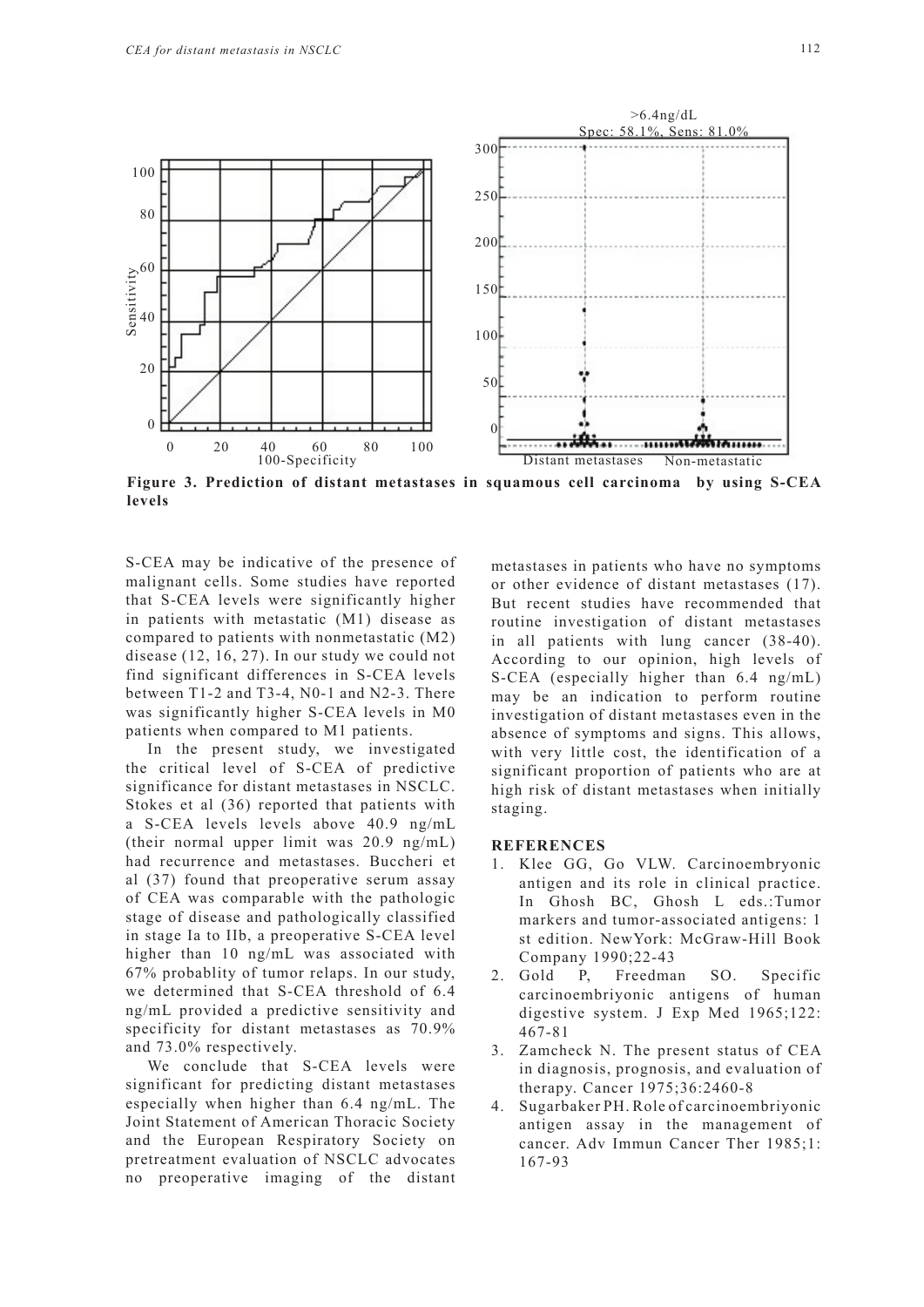**Figure 3. Prediction of distant metastases in squamous cell carcinoma by using S-CEA levels**

S-CEA may be indicative of the presence of malignant cells. Some studies have reported that S-CEA levels were significantly higher in patients with metastatic (M1) disease as compared to patients with nonmetastatic (M2) disease (12, 16, 27). In our study we could not find significant differences in S-CEA levels between T1-2 and T3-4, N0-1 and N2-3. There was significantly higher S-CEA levels in M0 patients when compared to M1 patients.

In the present study, we investigated the critical level of S-CEA of predictive significance for distant metastases in NSCLC. Stokes et al (36) reported that patients with a S-CEA levels levels above 40.9 ng/mL (their normal upper limit was 20.9 ng/mL) had recurrence and metastases. Buccheri et al (37) found that preoperative serum assay of CEA was comparable with the pathologic stage of disease and pathologically classified in stage Ia to IIb, a preoperative S-CEA level higher than 10 ng/mL was associated with 67% probablity of tumor relaps. In our study, we determined that S-CEA threshold of 6.4 ng/mL provided a predictive sensitivity and specificity for distant metastases as 70.9% and 73.0% respectively.

We conclude that S-CEA levels were significant for predicting distant metastases especially when higher than 6.4 ng/mL. The Joint Statement of American Thoracic Society and the European Respiratory Society on pretreatment evaluation of NSCLC advocates no preoperative imaging of the distant metastases in patients who have no symptoms or other evidence of distant metastases (17). But recent studies have recommended that routine investigation of distant metastases in all patients with lung cancer (38-40). According to our opinion, high levels of S-CEA (especially higher than 6.4 ng/mL) may be an indication to perform routine investigation of distant metastases even in the absence of symptoms and signs. This allows, with very little cost, the identification of a significant proportion of patients who are at high risk of distant metastases when initially staging.

## REFERENCES

1. Klee GG, Go VLW. Carcinoembryonic antigen and its role in clinical practice. In Ghosh BC, Ghosh L eds.:Tumor markers and tumor-associated antigens: 1 st edition. NewYork: McGraw-Hill Book Company 1990;22-43
2. Gold P, Freedman SO. Specific carcinoembriyonic antigens of human digestive system. J Exp Med 1965;122: 467-81
3. Zamcheck N. The present status of CEA in diagnosis, prognosis, and evaluation of therapy. Cancer 1975;36:2460-8
4. Sugarbaker PH. Role of carcinoembriyonic antigen assay in the management of cancer. Adv Immun Cancer Ther 1985;1: 167-93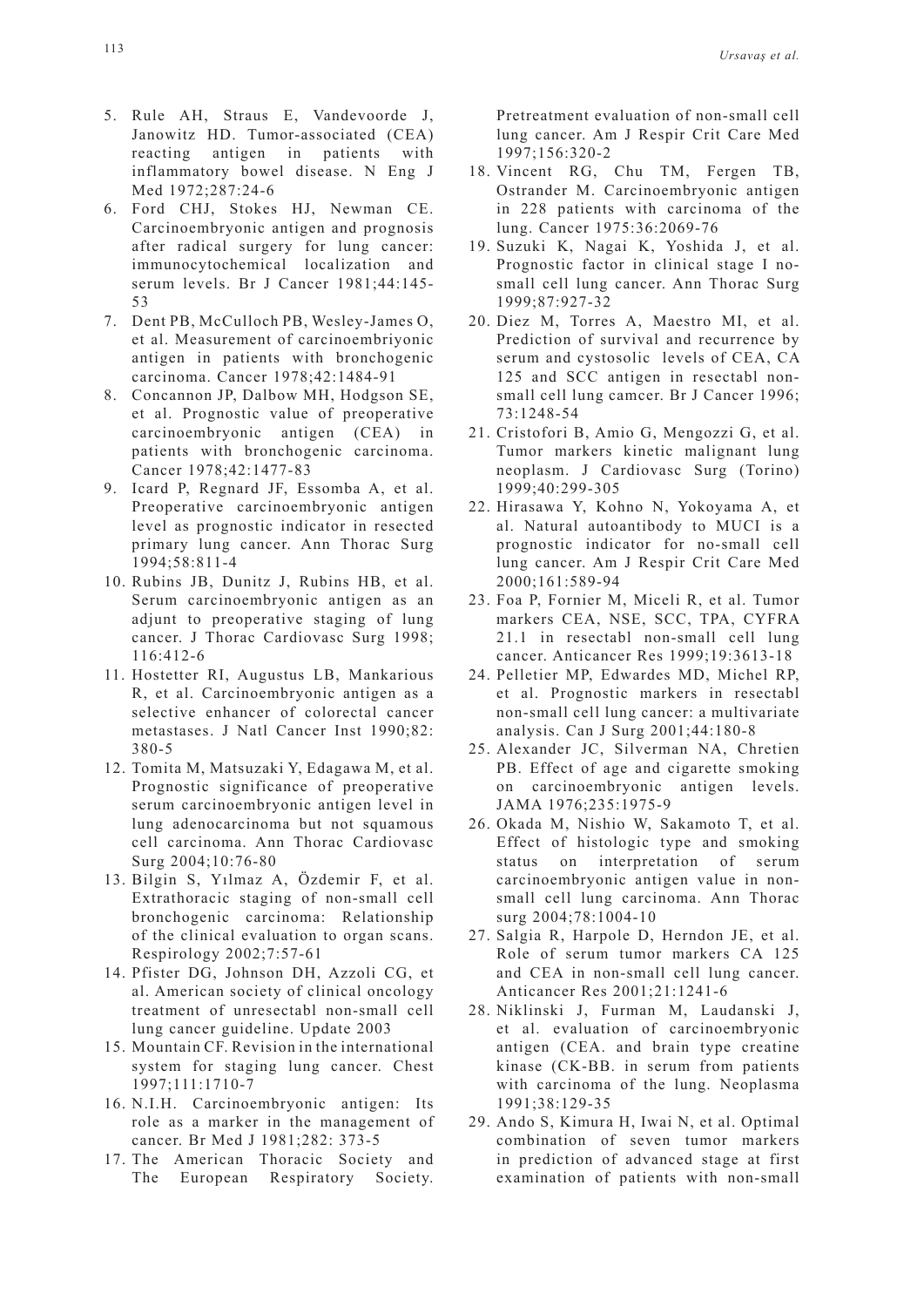5. Rule AH, Straus E, Vandevoorde J, Janowitz HD. Tumor-associated (CEA) reacting antigen in patients with inflammatory bowel disease. N Eng J Med 1972;287:24-6
6. Ford CHJ, Stokes HJ, Newman CE. Carcinoembryonic antigen and prognosis after radical surgery for lung cancer: immunocytochemical localization and serum levels. Br J Cancer 1981;44:145-53
7. Dent PB, McCulloch PB, Wesley-James O, et al. Measurement of carcinoembriyonic antigen in patients with bronchogenic carcinoma. Cancer 1978;42:1484-91
8. Concannon JP, Dalbow MH, Hodgson SE, et al. Prognostic value of preoperative carcinoembryonic antigen (CEA) in patients with bronchogenic carcinoma. Cancer 1978;42:1477-83
9. Icard P, Regnard JF, Essomba A, et al. Preoperative carcinoembryonic antigen level as prognostic indicator in resected primary lung cancer. Ann Thorac Surg 1994;58:811-4
10. Rubins JB, Dunitz J, Rubins HB, et al. Serum carcinoembryonic antigen as an adjunt to preoperative staging of lung cancer. J Thorac Cardiovasc Surg 1998; 116:412-6
11. Hostetter RI, Augustus LB, Mankarious R, et al. Carcinoembryonic antigen as a selective enhancer of colorectal cancer metastases. J Natl Cancer Inst 1990;82: 380-5
12. Tomita M, Matsuzaki Y, Edagawa M, et al. Prognostic significance of preoperative serum carcinoembryonic antigen level in lung adenocarcinoma but not squamous cell carcinoma. Ann Thorac Cardiovasc Surg 2004;10:76-80
13. Bilgin S, Yılmaz A, Özdemir F, et al. Extrathoracic staging of non-small cell bronchogenic carcinoma: Relationship of the clinical evaluation to organ scans. Respirology 2002;7:57-61
14. Pfister DG, Johnson DH, Azzoli CG, et al. American society of clinical oncology treatment of unresectabl non-small cell lung cancer guideline. Update 2003
15. Mountain CF. Revision in the international system for staging lung cancer. Chest 1997;111:1710-7
16. N.I.H. Carcinoembryonic antigen: Its role as a marker in the management of cancer. Br Med J 1981;282: 373-5
17. The American Thoracic Society and The European Respiratory Society. Pretreatment evaluation of non-small cell lung cancer. Am J Respir Crit Care Med 1997;156:320-2
18. Vincent RG, Chu TM, Fergen TB, Ostrander M. Carcinoembryonic antigen in 228 patients with carcinoma of the lung. Cancer 1975:36:2069-76
19. Suzuki K, Nagai K, Yoshida J, et al. Prognostic factor in clinical stage I no-small cell lung cancer. Ann Thorac Surg 1999;87:927-32
20. Diez M, Torres A, Maestro MI, et al. Prediction of survival and recurrence by serum and cystosolic levels of CEA, CA 125 and SCC antigen in resectabl non-small cell lung camcer. Br J Cancer 1996; 73:1248-54
21. Cristofori B, Amio G, Mengozzi G, et al. Tumor markers kinetic malignant lung neoplasm. J Cardiovasc Surg (Torino) 1999;40:299-305
22. Hirasawa Y, Kohno N, Yokoyama A, et al. Natural autoantibody to MUCI is a prognostic indicator for no-small cell lung cancer. Am J Respir Crit Care Med 2000;161:589-94
23. Foa P, Fornier M, Miceli R, et al. Tumor markers CEA, NSE, SCC, TPA, CYFRA 21.1 in resectabl non-small cell lung cancer. Anticancer Res 1999;19:3613-18
24. Pelletier MP, Edwardes MD, Michel RP, et al. Prognostic markers in resectabl non-small cell lung cancer: a multivariate analysis. Can J Surg 2001;44:180-8
25. Alexander JC, Silverman NA, Chretien PB. Effect of age and cigarette smoking on carcinoembryonic antigen levels. JAMA 1976;235:1975-9
26. Okada M, Nishio W, Sakamoto T, et al. Effect of histologic type and smoking status on interpretation of serum carcinoembryonic antigen value in non-small cell lung carcinoma. Ann Thorac surg 2004;78:1004-10
27. Salgia R, Harpole D, Herndon JE, et al. Role of serum tumor markers CA 125 and CEA in non-small cell lung cancer. Anticancer Res 2001;21:1241-6
28. Niklinski J, Furman M, Laudanski J, et al. evaluation of carcinoembryonic antigen (CEA. and brain type creatine kinase (CK-BB. in serum from patients with carcinoma of the lung. Neoplasma 1991;38:129-35
29. Ando S, Kimura H, Iwai N, et al. Optimal combination of seven tumor markers in prediction of advanced stage at first examination of patients with non-small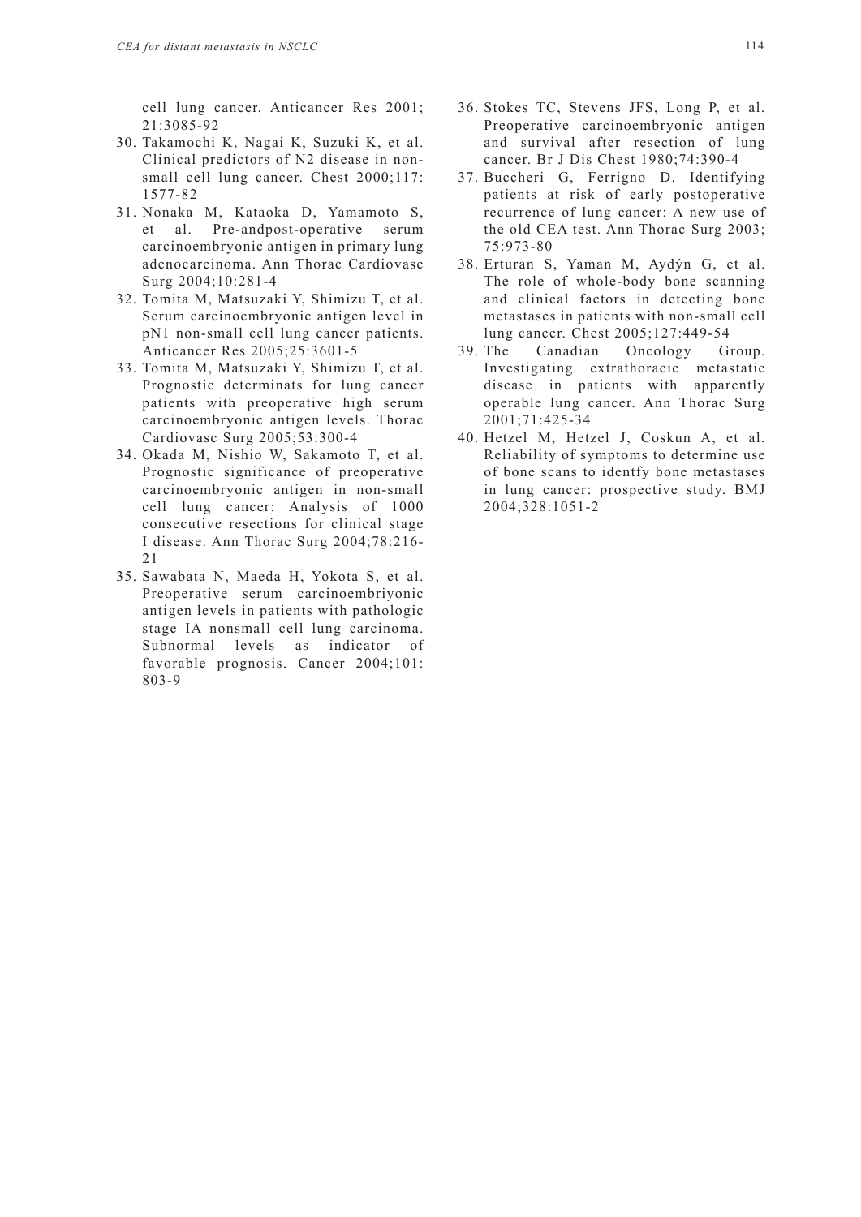cell lung cancer. Anticancer Res 2001; 21:3085-92

30. Takamochi K, Nagai K, Suzuki K, et al. Clinical predictors of N2 disease in non-small cell lung cancer. Chest 2000;117: 1577-82
31. Nonaka M, Kataoka D, Yamamoto S, et al. Pre-andpost-operative serum carcinoembryonic antigen in primary lung adenocarcinoma. Ann Thorac Cardiovasc Surg 2004;10:281-4
32. Tomita M, Matsuzaki Y, Shimizu T, et al. Serum carcinoembryonic antigen level in pN1 non-small cell lung cancer patients. Anticancer Res 2005;25:3601-5
33. Tomita M, Matsuzaki Y, Shimizu T, et al. Prognostic determinats for lung cancer patients with preoperative high serum carcinoembryonic antigen levels. Thorac Cardiovasc Surg 2005;53:300-4
34. Okada M, Nishio W, Sakamoto T, et al. Prognostic significance of preoperative carcinoembryonic antigen in non-small cell lung cancer: Analysis of 1000 consecutive resections for clinical stage I disease. Ann Thorac Surg 2004;78:216-21
35. Sawabata N, Maeda H, Yokota S, et al. Preoperative serum carcinoembriyonic antigen levels in patients with pathologic stage IA nonsmall cell lung carcinoma. Subnormal levels as indicator of favorable prognosis. Cancer 2004;101: 803-9
36. Stokes TC, Stevens JFS, Long P, et al. Preoperative carcinoembryonic antigen and survival after resection of lung cancer. Br J Dis Chest 1980;74:390-4
37. Buccheri G, Ferrigno D. Identifying patients at risk of early postoperative recurrence of lung cancer: A new use of the old CEA test. Ann Thorac Surg 2003; 75:973-80
38. Erturan S, Yaman M, Aydýn G, et al. The role of whole-body bone scanning and clinical factors in detecting bone metastases in patients with non-small cell lung cancer. Chest 2005;127:449-54
39. The Canadian Oncology Group. Investigating extrathoracic metastatic disease in patients with apparently operable lung cancer. Ann Thorac Surg 2001;71:425-34
40. Hetzel M, Hetzel J, Coskun A, et al. Reliability of symptoms to determine use of bone scans to identfy bone metastases in lung cancer: prospective study. BMJ 2004;328:1051-2